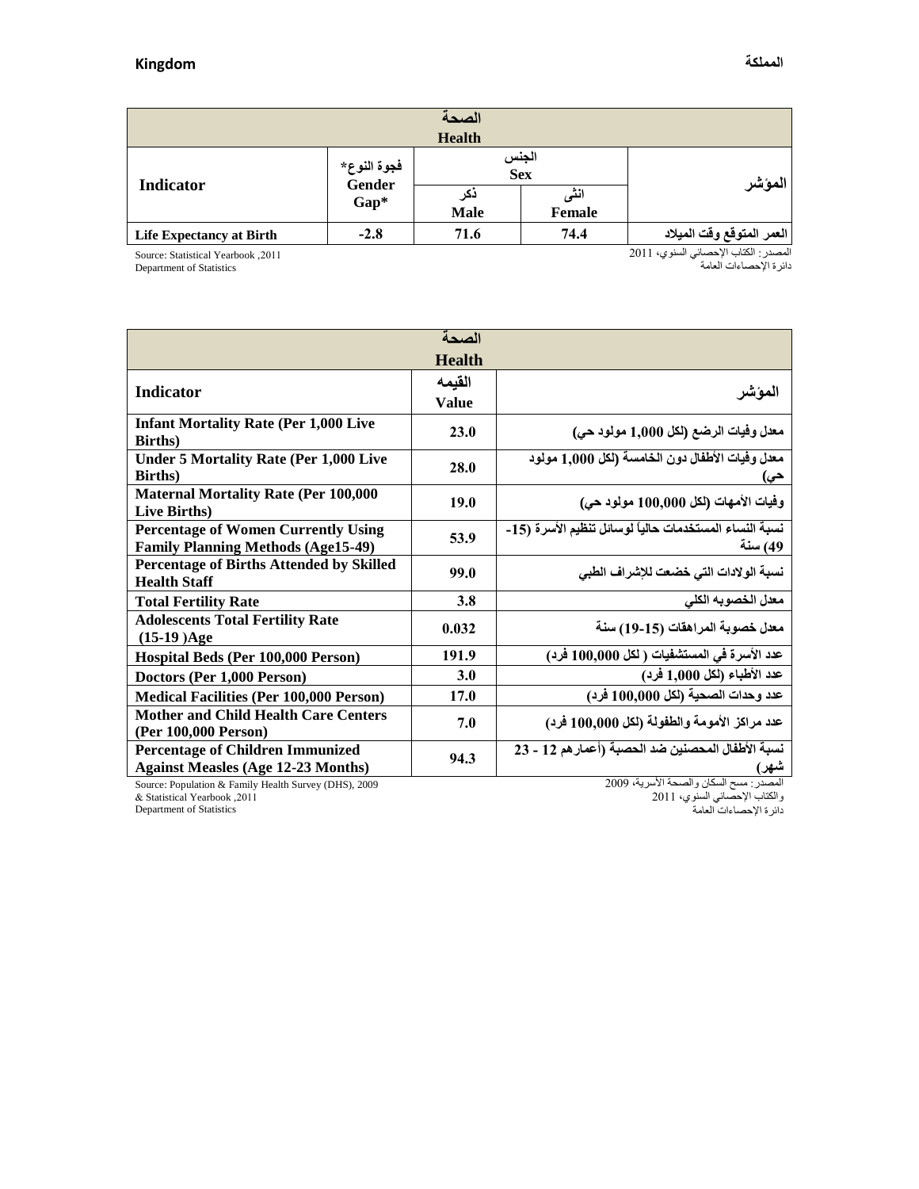**Kingdom** **المملكة**

| الصحة<br>Health | | | | |
|---|---|---|---|---|
| **Indicator** | فجوة النوع*<br>**Gender Gap*** | الجنس<br>**Sex** | | **المؤشر** |
| | | ذكر<br>**Male** | انثى<br>**Female** | |
| **Life Expectancy at Birth** | **-2.8** | **71.6** | **74.4** | **العمر المتوقع وقت الميلاد** |

Source: Statistical Yearbook ,2011
Department of Statistics

المصدر: الكتاب الإحصائي السنوي، 2011
دائرة الإحصاءات العامة

| الصحة<br>Health | | |
|---|---|---|
| **Indicator** | القيمه<br>**Value** | **المؤشر** |
| **Infant Mortality Rate (Per 1,000 Live Births)** | **23.0** | **معدل وفيات الرضع (لكل 1,000 مولود حي)** |
| **Under 5 Mortality Rate (Per 1,000 Live Births)** | **28.0** | **معدل وفيات الأطفال دون الخامسة (لكل 1,000 مولود حي)** |
| **Maternal Mortality Rate (Per 100,000 Live Births)** | **19.0** | **وفيات الأمهات (لكل 100,000 مولود حي)** |
| **Percentage of Women Currently Using Family Planning Methods (Age15-49)** | **53.9** | **نسبة النساء المستخدمات حالياً لوسائل تنظيم الأسرة (15-49) سنة** |
| **Percentage of Births Attended by Skilled Health Staff** | **99.0** | **نسبة الولادات التي خضعت للإشراف الطبي** |
| **Total Fertility Rate** | **3.8** | **معدل الخصوبه الكلي** |
| **Adolescents Total Fertility Rate (15-19 )Age** | **0.032** | **معدل خصوبة المراهقات (15-19) سنة** |
| **Hospital Beds (Per 100,000 Person)** | **191.9** | **عدد الأسرة في المستشفيات ( لكل 100,000 فرد)** |
| **Doctors (Per 1,000 Person)** | **3.0** | **عدد الأطباء (لكل 1,000 فرد)** |
| **Medical Facilities (Per 100,000 Person)** | **17.0** | **عدد وحدات الصحية (لكل 100,000 فرد)** |
| **Mother and Child Health Care Centers (Per 100,000 Person)** | **7.0** | **عدد مراكز الأمومة والطفولة (لكل 100,000 فرد)** |
| **Percentage of Children Immunized Against Measles (Age 12-23 Months)** | **94.3** | **نسبة الأطفال المحصنين ضد الحصبة (أعمارهم 12 - 23 شهر)** |

Source: Population & Family Health Survey (DHS), 2009
& Statistical Yearbook ,2011
Department of Statistics

المصدر: مسح السكان والصحة الأسرية، 2009
والكتاب الإحصائي السنوي، 2011
دائرة الإحصاءات العامة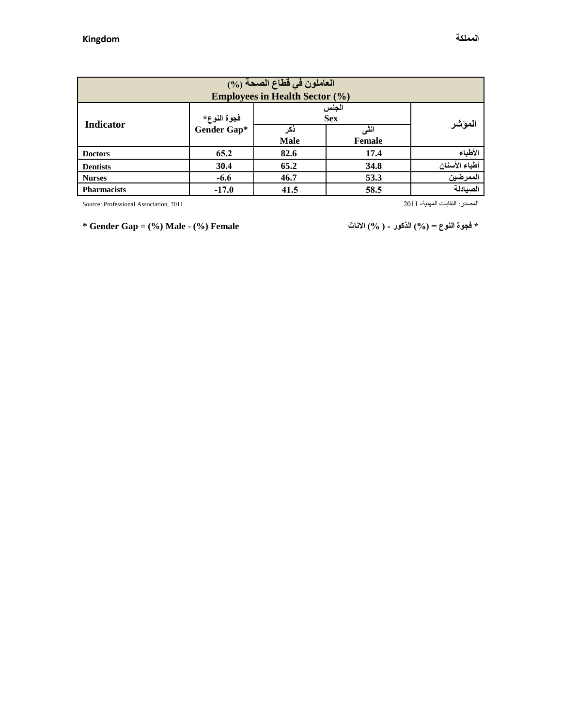Kingdom

المملكة

| العاملون في قطاع الصحة (%) Employees in Health Sector (%) | | | | |
|---|---|---|---|---|
| Indicator | فجوة النوع* Gender Gap* | الجنس Sex | | المؤشر |
| | | ذكر Male | انثى Female | |
| Doctors | 65.2 | 82.6 | 17.4 | الأطباء |
| Dentists | 30.4 | 65.2 | 34.8 | أطباء الأسنان |
| Nurses | -6.6 | 46.7 | 53.3 | الممرضين |
| Pharmacists | -17.0 | 41.5 | 58.5 | الصيادلة |

Source: Professional Association, 2011

المصدر: النقابات المهنية، 2011

* Gender Gap = (%) Male - (%) Female

* فجوة النوع = (%) الذكور - ( %) الاناث